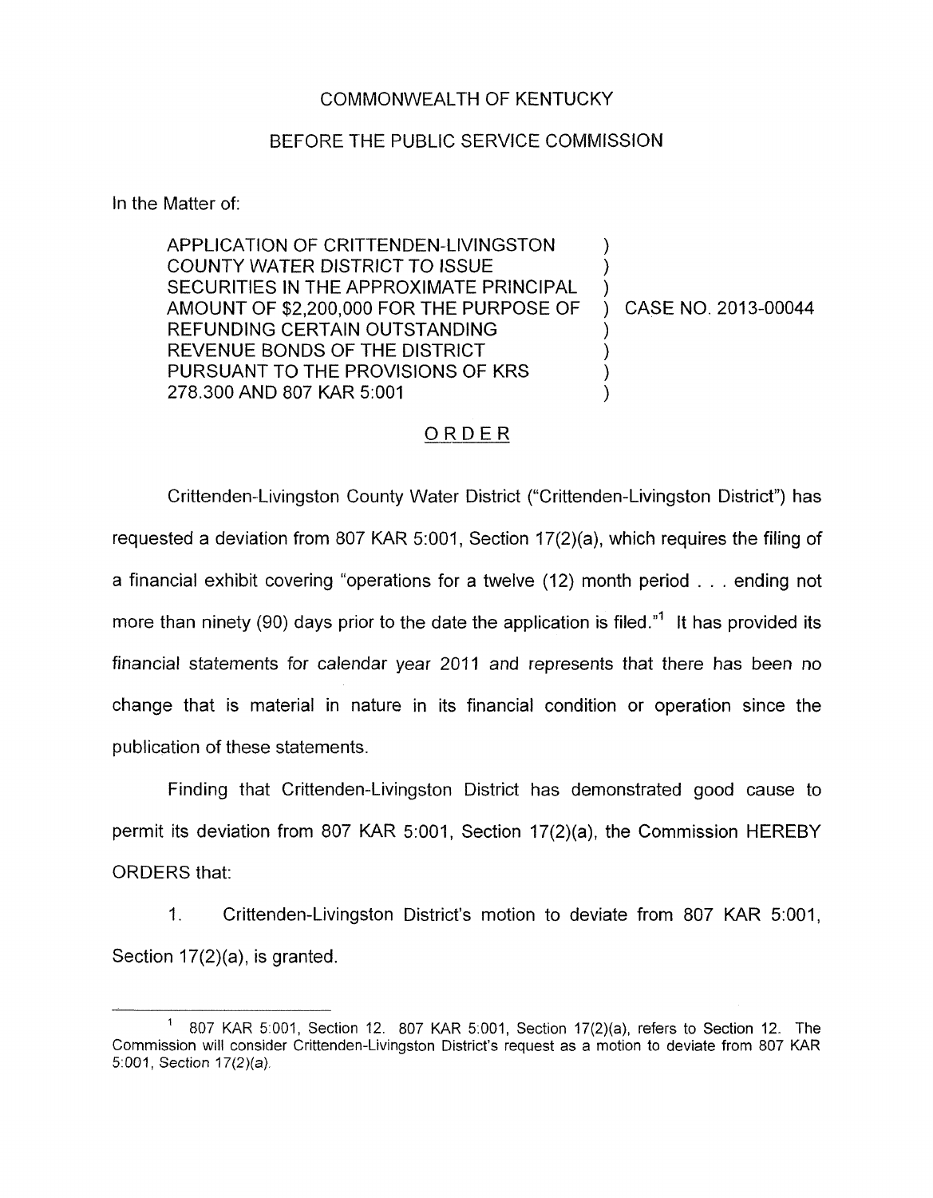COMMONWEALTH OF KENTUCKY

BEFORE THE PUBLIC SERVICE COMMISSION

In the Matter of:

APPLICATION OF CRITTENDEN-LIVINGSTON COUNTY WATER DISTRICT TO ISSUE SECURITIES IN THE APPROXIMATE PRINCIPAL AMOUNT OF $2,200,000 FOR THE PURPOSE OF REFUNDING CERTAIN OUTSTANDING REVENUE BONDS OF THE DISTRICT PURSUANT TO THE PROVISIONS OF KRS 278.300 AND 807 KAR 5:001 ) CASE NO. 2013-00044

ORDER

Crittenden-Livingston County Water District ("Crittenden-Livingston District") has requested a deviation from 807 KAR 5:001, Section 17(2)(a), which requires the filing of a financial exhibit covering "operations for a twelve (12) month period . . . ending not more than ninety (90) days prior to the date the application is filed."[1] It has provided its financial statements for calendar year 2011 and represents that there has been no change that is material in nature in its financial condition or operation since the publication of these statements.

Finding that Crittenden-Livingston District has demonstrated good cause to permit its deviation from 807 KAR 5:001, Section 17(2)(a), the Commission HEREBY ORDERS that:

1. Crittenden-Livingston District's motion to deviate from 807 KAR 5:001, Section 17(2)(a), is granted.

---

[1] 807 KAR 5:001, Section 12. 807 KAR 5:001, Section 17(2)(a), refers to Section 12. The Commission will consider Crittenden-Livingston District's request as a motion to deviate from 807 KAR 5:001, Section 17(2)(a).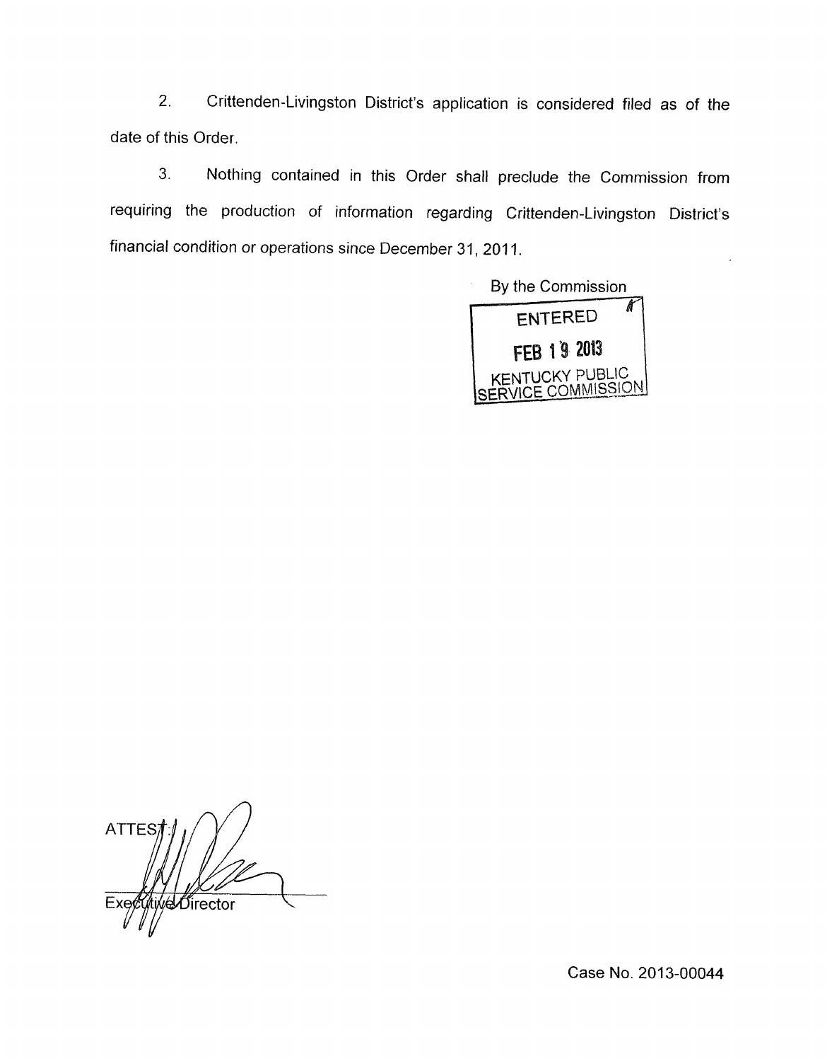2. Crittenden-Livingston District's application is considered filed as of the date of this Order.

3. Nothing contained in this Order shall preclude the Commission from requiring the production of information regarding Crittenden-Livingston District's financial condition or operations since December 31, 2011.

By the Commission

ENTERED

FEB 19 2013

KENTUCKY PUBLIC SERVICE COMMISSION

ATTEST:

Executive Director

Case No. 2013-00044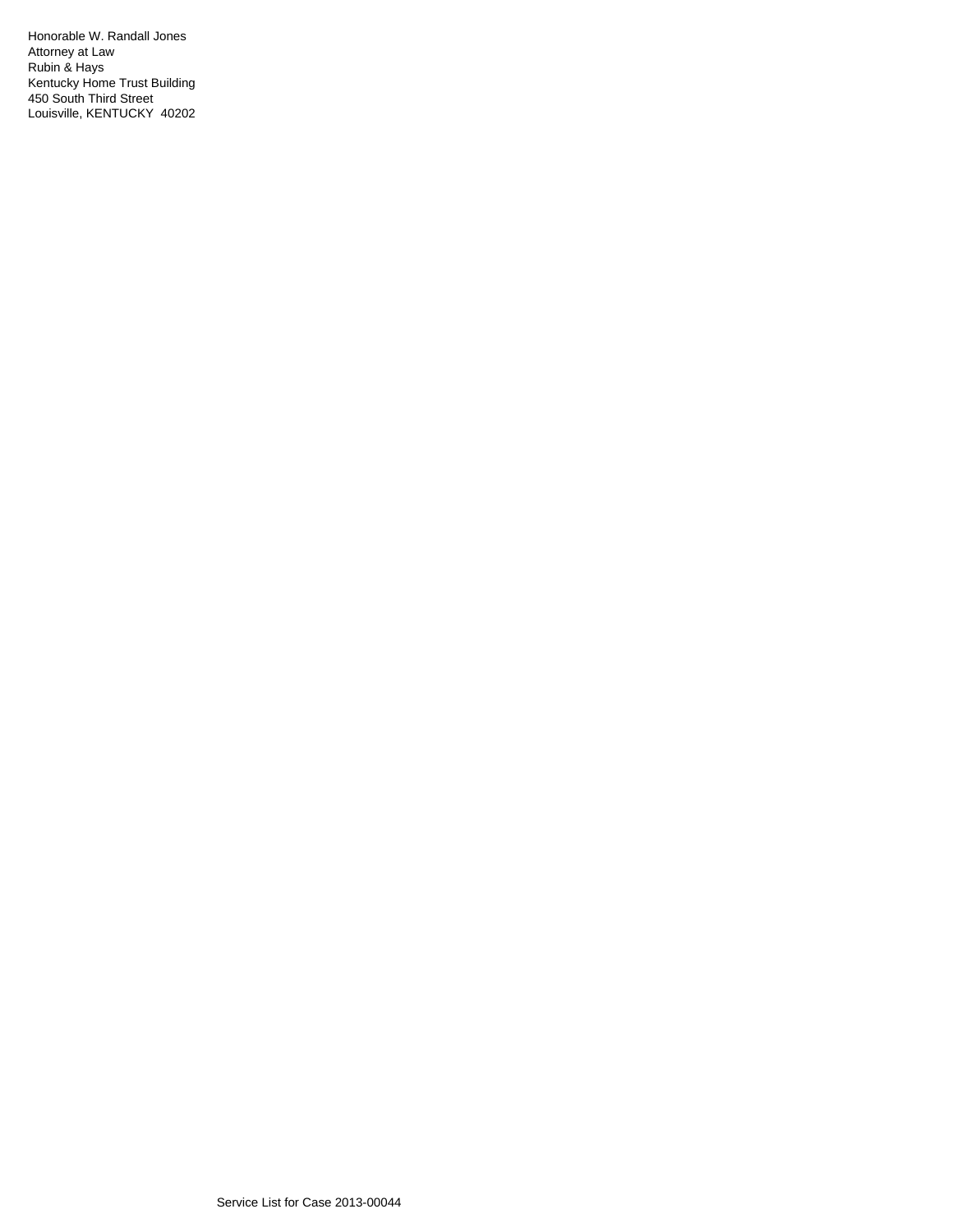Honorable W. Randall Jones
Attorney at Law
Rubin & Hays
Kentucky Home Trust Building
450 South Third Street
Louisville, KENTUCKY 40202